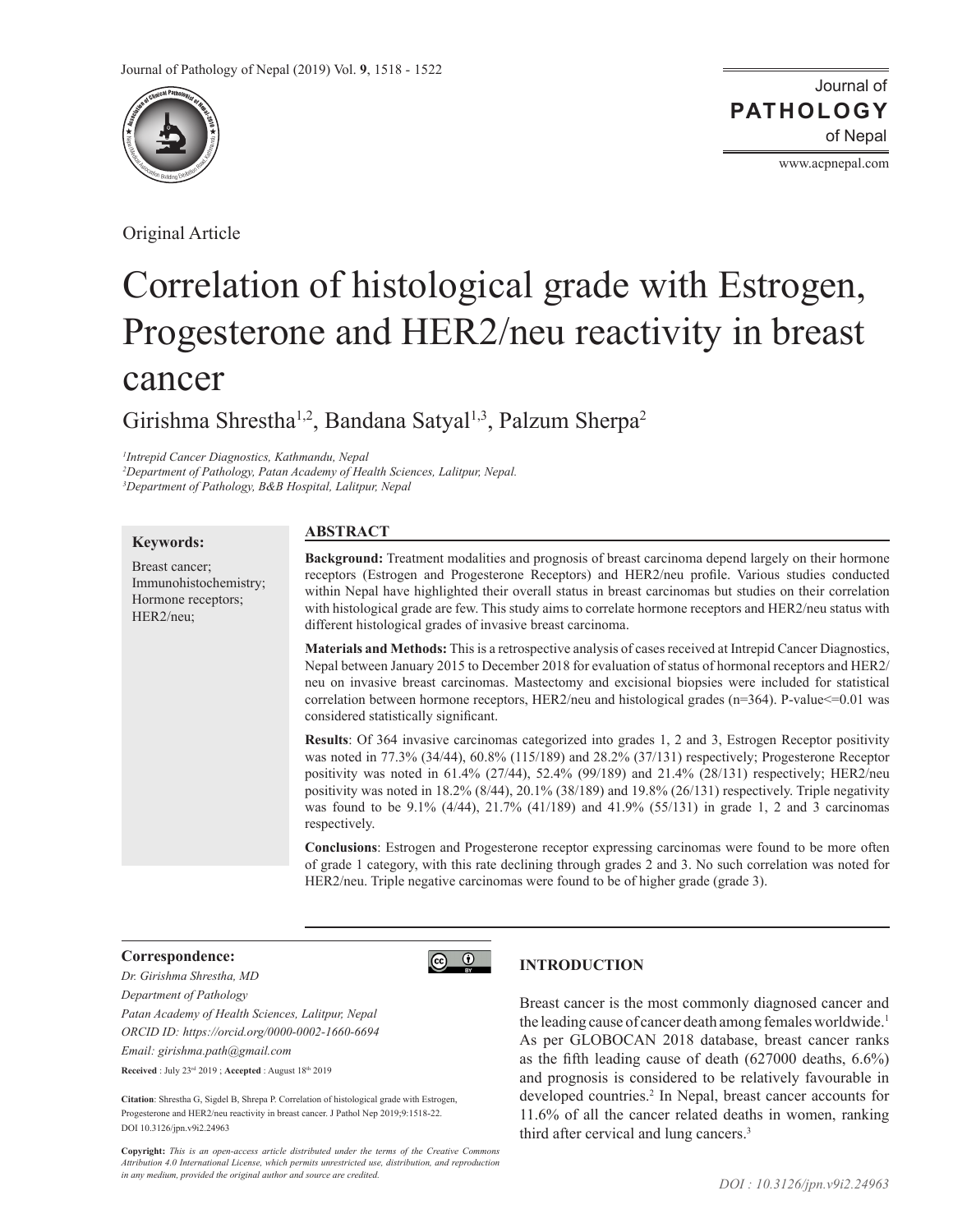Original Article

# Correlation of histological grade with Estrogen, Progesterone and HER2/neu reactivity in breast cancer

Girishma Shrestha[1,2], Bandana Satyal[1,3], Palzum Sherpa[2]

*[1]Intrepid Cancer Diagnostics, Kathmandu, Nepal*
*[2]Department of Pathology, Patan Academy of Health Sciences, Lalitpur, Nepal.*
*[3]Department of Pathology, B&B Hospital, Lalitpur, Nepal*

**Keywords:**

Breast cancer; Immunohistochemistry; Hormone receptors; HER2/neu;

## ABSTRACT

**Background:** Treatment modalities and prognosis of breast carcinoma depend largely on their hormone receptors (Estrogen and Progesterone Receptors) and HER2/neu profile. Various studies conducted within Nepal have highlighted their overall status in breast carcinomas but studies on their correlation with histological grade are few. This study aims to correlate hormone receptors and HER2/neu status with different histological grades of invasive breast carcinoma.

**Materials and Methods:** This is a retrospective analysis of cases received at Intrepid Cancer Diagnostics, Nepal between January 2015 to December 2018 for evaluation of status of hormonal receptors and HER2/neu on invasive breast carcinomas. Mastectomy and excisional biopsies were included for statistical correlation between hormone receptors, HER2/neu and histological grades (n=364). P-value<=0.01 was considered statistically significant.

**Results**: Of 364 invasive carcinomas categorized into grades 1, 2 and 3, Estrogen Receptor positivity was noted in 77.3% (34/44), 60.8% (115/189) and 28.2% (37/131) respectively; Progesterone Receptor positivity was noted in 61.4% (27/44), 52.4% (99/189) and 21.4% (28/131) respectively; HER2/neu positivity was noted in 18.2% (8/44), 20.1% (38/189) and 19.8% (26/131) respectively. Triple negativity was found to be 9.1% (4/44), 21.7% (41/189) and 41.9% (55/131) in grade 1, 2 and 3 carcinomas respectively.

**Conclusions**: Estrogen and Progesterone receptor expressing carcinomas were found to be more often of grade 1 category, with this rate declining through grades 2 and 3. No such correlation was noted for HER2/neu. Triple negative carcinomas were found to be of higher grade (grade 3).

**Correspondence:**
*Dr. Girishma Shrestha, MD*
*Department of Pathology*
*Patan Academy of Health Sciences, Lalitpur, Nepal*
*ORCID ID: https://orcid.org/0000-0002-1660-6694*
*Email: girishma.path@gmail.com*
**Received** : July 23rd 2019 ; **Accepted** : August 18th 2019

**Citation**: Shrestha G, Sigdel B, Shrepa P. Correlation of histological grade with Estrogen, Progesterone and HER2/neu reactivity in breast cancer. J Pathol Nep 2019;9:1518-22. DOI 10.3126/jpn.v9i2.24963

**Copyright:** *This is an open-access article distributed under the terms of the Creative Commons Attribution 4.0 International License, which permits unrestricted use, distribution, and reproduction in any medium, provided the original author and source are credited.*

## INTRODUCTION

Breast cancer is the most commonly diagnosed cancer and the leading cause of cancer death among females worldwide.[1] As per GLOBOCAN 2018 database, breast cancer ranks as the fifth leading cause of death (627000 deaths, 6.6%) and prognosis is considered to be relatively favourable in developed countries.[2] In Nepal, breast cancer accounts for 11.6% of all the cancer related deaths in women, ranking third after cervical and lung cancers.[3]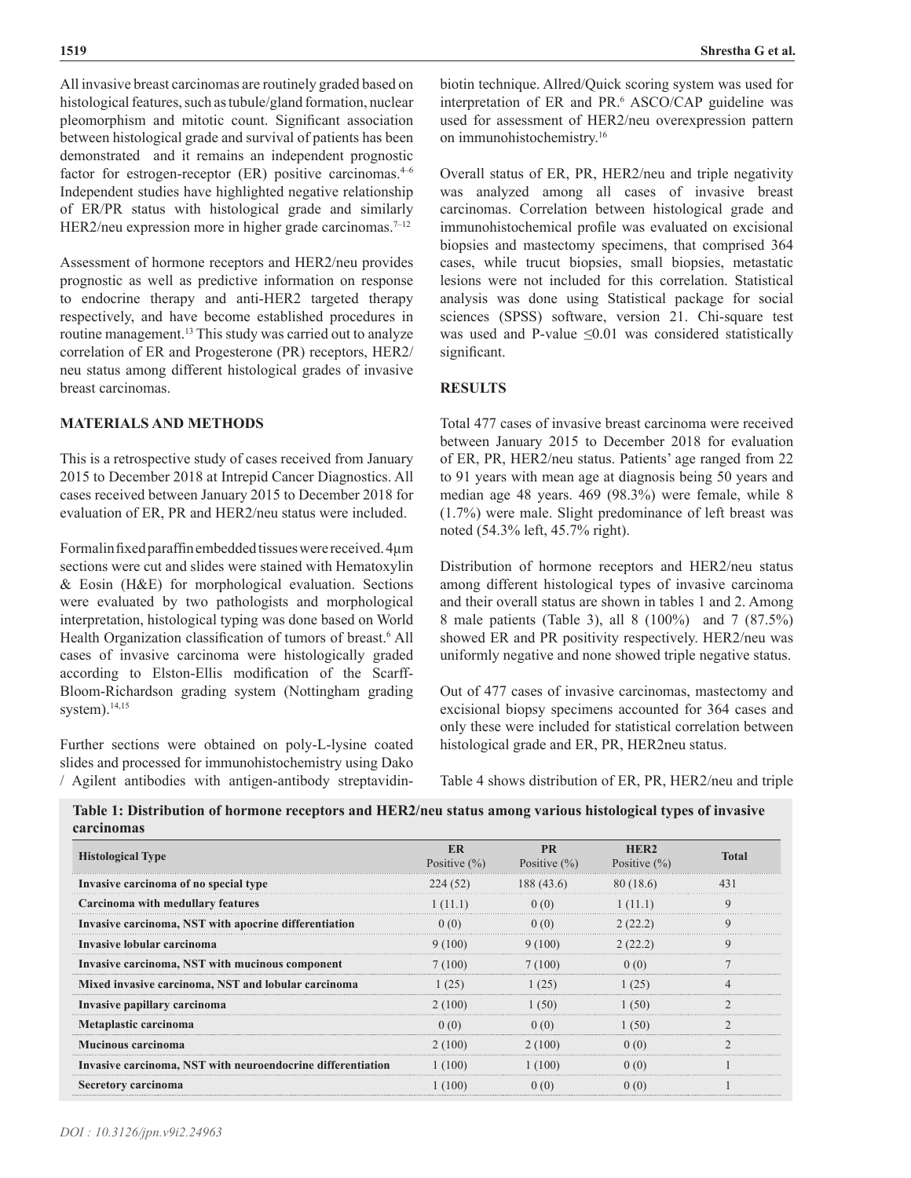All invasive breast carcinomas are routinely graded based on histological features, such as tubule/gland formation, nuclear pleomorphism and mitotic count. Significant association between histological grade and survival of patients has been demonstrated and it remains an independent prognostic factor for estrogen-receptor (ER) positive carcinomas.[4–6] Independent studies have highlighted negative relationship of ER/PR status with histological grade and similarly HER2/neu expression more in higher grade carcinomas.[7–12]

Assessment of hormone receptors and HER2/neu provides prognostic as well as predictive information on response to endocrine therapy and anti-HER2 targeted therapy respectively, and have become established procedures in routine management.[13] This study was carried out to analyze correlation of ER and Progesterone (PR) receptors, HER2/neu status among different histological grades of invasive breast carcinomas.

## MATERIALS AND METHODS

This is a retrospective study of cases received from January 2015 to December 2018 at Intrepid Cancer Diagnostics. All cases received between January 2015 to December 2018 for evaluation of ER, PR and HER2/neu status were included.

Formalin fixed paraffin embedded tissues were received. 4µm sections were cut and slides were stained with Hematoxylin & Eosin (H&E) for morphological evaluation. Sections were evaluated by two pathologists and morphological interpretation, histological typing was done based on World Health Organization classification of tumors of breast.[6] All cases of invasive carcinoma were histologically graded according to Elston-Ellis modification of the Scarff-Bloom-Richardson grading system (Nottingham grading system).[14,15]

Further sections were obtained on poly-L-lysine coated slides and processed for immunohistochemistry using Dako / Agilent antibodies with antigen-antibody streptavidin-biotin technique. Allred/Quick scoring system was used for interpretation of ER and PR.[6] ASCO/CAP guideline was used for assessment of HER2/neu overexpression pattern on immunohistochemistry.[16]

Overall status of ER, PR, HER2/neu and triple negativity was analyzed among all cases of invasive breast carcinomas. Correlation between histological grade and immunohistochemical profile was evaluated on excisional biopsies and mastectomy specimens, that comprised 364 cases, while trucut biopsies, small biopsies, metastatic lesions were not included for this correlation. Statistical analysis was done using Statistical package for social sciences (SPSS) software, version 21. Chi-square test was used and P-value $\leq 0.01$ was considered statistically significant.

## RESULTS

Total 477 cases of invasive breast carcinoma were received between January 2015 to December 2018 for evaluation of ER, PR, HER2/neu status. Patients' age ranged from 22 to 91 years with mean age at diagnosis being 50 years and median age 48 years. 469 (98.3%) were female, while 8 (1.7%) were male. Slight predominance of left breast was noted (54.3% left, 45.7% right).

Distribution of hormone receptors and HER2/neu status among different histological types of invasive carcinoma and their overall status are shown in tables 1 and 2. Among 8 male patients (Table 3), all 8 (100%) and 7 (87.5%) showed ER and PR positivity respectively. HER2/neu was uniformly negative and none showed triple negative status.

Out of 477 cases of invasive carcinomas, mastectomy and excisional biopsy specimens accounted for 364 cases and only these were included for statistical correlation between histological grade and ER, PR, HER2neu status.

Table 4 shows distribution of ER, PR, HER2/neu and triple

**Table 1: Distribution of hormone receptors and HER2/neu status among various histological types of invasive carcinomas**

| Histological Type | ER Positive (%) | PR Positive (%) | HER2 Positive (%) | Total |
|---|---|---|---|---|
| Invasive carcinoma of no special type | 224 (52) | 188 (43.6) | 80 (18.6) | 431 |
| Carcinoma with medullary features | 1 (11.1) | 0 (0) | 1 (11.1) | 9 |
| Invasive carcinoma, NST with apocrine differentiation | 0 (0) | 0 (0) | 2 (22.2) | 9 |
| Invasive lobular carcinoma | 9 (100) | 9 (100) | 2 (22.2) | 9 |
| Invasive carcinoma, NST with mucinous component | 7 (100) | 7 (100) | 0 (0) | 7 |
| Mixed invasive carcinoma, NST and lobular carcinoma | 1 (25) | 1 (25) | 1 (25) | 4 |
| Invasive papillary carcinoma | 2 (100) | 1 (50) | 1 (50) | 2 |
| Metaplastic carcinoma | 0 (0) | 0 (0) | 1 (50) | 2 |
| Mucinous carcinoma | 2 (100) | 2 (100) | 0 (0) | 2 |
| Invasive carcinoma, NST with neuroendocrine differentiation | 1 (100) | 1 (100) | 0 (0) | 1 |
| Secretory carcinoma | 1 (100) | 0 (0) | 0 (0) | 1 |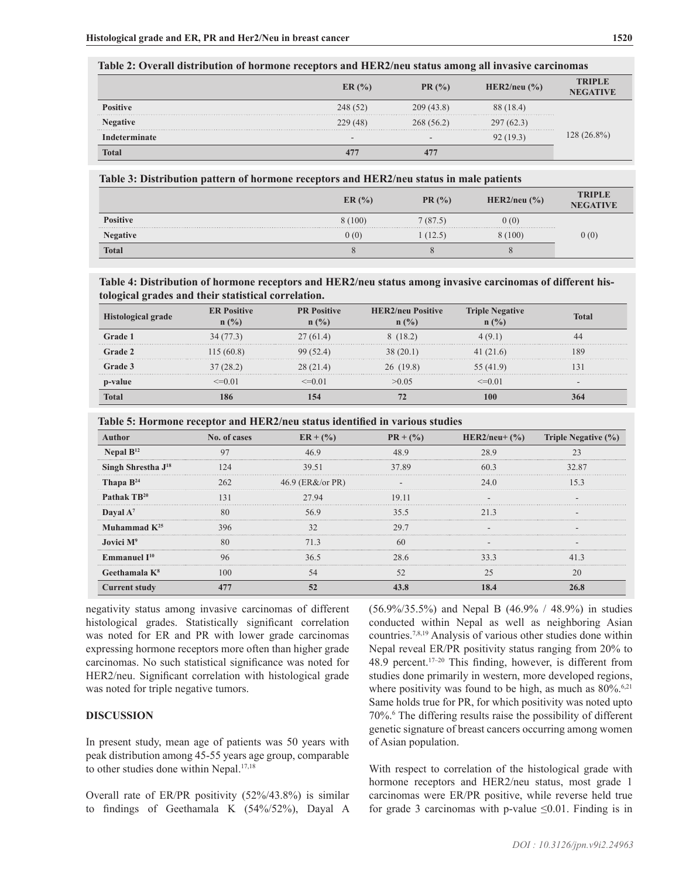**Table 2: Overall distribution of hormone receptors and HER2/neu status among all invasive carcinomas**

| | ER (%) | PR (%) | HER2/neu (%) | TRIPLE NEGATIVE |
|---|---|---|---|---|
| **Positive** | 248 (52) | 209 (43.8) | 88 (18.4) | 128 (26.8%) |
| **Negative** | 229 (48) | 268 (56.2) | 297 (62.3) | |
| **Indeterminate** | - | - | 92 (19.3) | |
| **Total** | **477** | **477** | | |

**Table 3: Distribution pattern of hormone receptors and HER2/neu status in male patients**

| | ER (%) | PR (%) | HER2/neu (%) | TRIPLE NEGATIVE |
|---|---|---|---|---|
| **Positive** | 8 (100) | 7 (87.5) | 0 (0) | 0 (0) |
| **Negative** | 0 (0) | 1 (12.5) | 8 (100) | |
| **Total** | 8 | 8 | 8 | |

**Table 4: Distribution of hormone receptors and HER2/neu status among invasive carcinomas of different histological grades and their statistical correlation.**

| Histological grade | ER Positive n (%) | PR Positive n (%) | HER2/neu Positive n (%) | Triple Negative n (%) | Total |
|---|---|---|---|---|---|
| **Grade 1** | 34 (77.3) | 27 (61.4) | 8 (18.2) | 4 (9.1) | 44 |
| **Grade 2** | 115 (60.8) | 99 (52.4) | 38 (20.1) | 41 (21.6) | 189 |
| **Grade 3** | 37 (28.2) | 28 (21.4) | 26 (19.8) | 55 (41.9) | 131 |
| **p-value** | <=0.01 | <=0.01 | >0.05 | <=0.01 | - |
| **Total** | **186** | **154** | **72** | **100** | **364** |

**Table 5: Hormone receptor and HER2/neu status identified in various studies**

| Author | No. of cases | ER + (%) | PR + (%) | HER2/neu+ (%) | Triple Negative (%) |
|---|---|---|---|---|---|
| **Nepal B[12]** | 97 | 46.9 | 48.9 | 28.9 | 23 |
| **Singh Shrestha J[18]** | 124 | 39.51 | 37.89 | 60.3 | 32.87 |
| **Thapa B[24]** | 262 | 46.9 (ER&/or PR) | - | 24.0 | 15.3 |
| **Pathak TB[20]** | 131 | 27.94 | 19.11 | - | - |
| **Dayal A[7]** | 80 | 56.9 | 35.5 | 21.3 | - |
| **Muhammad K[25]** | 396 | 32 | 29.7 | - | - |
| **Jovici M[9]** | 80 | 71.3 | 60 | - | - |
| **Emmanuel I[10]** | 96 | 36.5 | 28.6 | 33.3 | 41.3 |
| **Geethamala K[8]** | 100 | 54 | 52 | 25 | 20 |
| **Current study** | **477** | **52** | **43.8** | **18.4** | **26.8** |

negativity status among invasive carcinomas of different histological grades. Statistically significant correlation was noted for ER and PR with lower grade carcinomas expressing hormone receptors more often than higher grade carcinomas. No such statistical significance was noted for HER2/neu. Significant correlation with histological grade was noted for triple negative tumors.

## DISCUSSION

In present study, mean age of patients was 50 years with peak distribution among 45-55 years age group, comparable to other studies done within Nepal.[17,18]

Overall rate of ER/PR positivity (52%/43.8%) is similar to findings of Geethamala K (54%/52%), Dayal A (56.9%/35.5%) and Nepal B (46.9% / 48.9%) in studies conducted within Nepal as well as neighboring Asian countries.[7,8,19] Analysis of various other studies done within Nepal reveal ER/PR positivity status ranging from 20% to 48.9 percent.[17–20] This finding, however, is different from studies done primarily in western, more developed regions, where positivity was found to be high, as much as 80%.[6,21] Same holds true for PR, for which positivity was noted upto 70%.[6] The differing results raise the possibility of different genetic signature of breast cancers occurring among women of Asian population.

With respect to correlation of the histological grade with hormone receptors and HER2/neu status, most grade 1 carcinomas were ER/PR positive, while reverse held true for grade 3 carcinomas with p-value $\leq 0.01$. Finding is in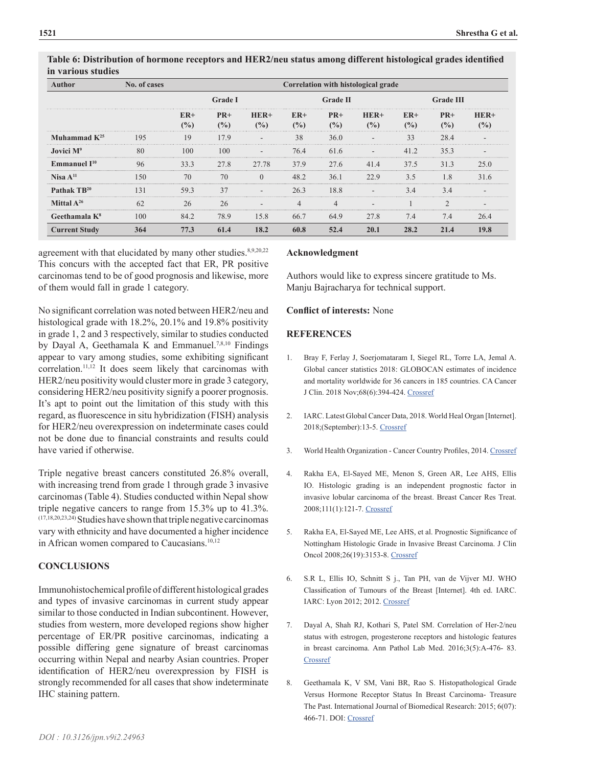**Table 6: Distribution of hormone receptors and HER2/neu status among different histological grades identified in various studies**

| Author | No. of cases | Correlation with histological grade | | | | | | | | |
|---|---|---|---|---|---|---|---|---|---|---|
| | | Grade I | | | Grade II | | | Grade III | | |
| | | ER+ (%) | PR+ (%) | HER+ (%) | ER+ (%) | PR+ (%) | HER+ (%) | ER+ (%) | PR+ (%) | HER+ (%) |
| Muhammad K[25] | 195 | 19 | 17.9 | - | 38 | 36.0 | - | 33 | 28.4 | - |
| Jovici M[9] | 80 | 100 | 100 | - | 76.4 | 61.6 | - | 41.2 | 35.3 | - |
| Emmanuel I[10] | 96 | 33.3 | 27.8 | 27.78 | 37.9 | 27.6 | 41.4 | 37.5 | 31.3 | 25.0 |
| Nisa A[11] | 150 | 70 | 70 | 0 | 48.2 | 36.1 | 22.9 | 3.5 | 1.8 | 31.6 |
| Pathak TB[20] | 131 | 59.3 | 37 | - | 26.3 | 18.8 | - | 3.4 | 3.4 | - |
| Mittal A[26] | 62 | 26 | 26 | - | 4 | 4 | - | 1 | 2 | - |
| Geethamala K[8] | 100 | 84.2 | 78.9 | 15.8 | 66.7 | 64.9 | 27.8 | 7.4 | 7.4 | 26.4 |
| **Current Study** | **364** | **77.3** | **61.4** | **18.2** | **60.8** | **52.4** | **20.1** | **28.2** | **21.4** | **19.8** |

agreement with that elucidated by many other studies.[8,9,20,22] This concurs with the accepted fact that ER, PR positive carcinomas tend to be of good prognosis and likewise, more of them would fall in grade 1 category.

No significant correlation was noted between HER2/neu and histological grade with 18.2%, 20.1% and 19.8% positivity in grade 1, 2 and 3 respectively, similar to studies conducted by Dayal A, Geethamala K and Emmanuel.[7,8,10] Findings appear to vary among studies, some exhibiting significant correlation.[11,12] It does seem likely that carcinomas with HER2/neu positivity would cluster more in grade 3 category, considering HER2/neu positivity signify a poorer prognosis. It's apt to point out the limitation of this study with this regard, as fluorescence in situ hybridization (FISH) analysis for HER2/neu overexpression on indeterminate cases could not be done due to financial constraints and results could have varied if otherwise.

Triple negative breast cancers constituted 26.8% overall, with increasing trend from grade 1 through grade 3 invasive carcinomas (Table 4). Studies conducted within Nepal show triple negative cancers to range from 15.3% up to 41.3%.[17,18,20,23,24] Studies have shown that triple negative carcinomas vary with ethnicity and have documented a higher incidence in African women compared to Caucasians.[10,12]

## CONCLUSIONS

Immunohistochemical profile of different histological grades and types of invasive carcinomas in current study appear similar to those conducted in Indian subcontinent. However, studies from western, more developed regions show higher percentage of ER/PR positive carcinomas, indicating a possible differing gene signature of breast carcinomas occurring within Nepal and nearby Asian countries. Proper identification of HER2/neu overexpression by FISH is strongly recommended for all cases that show indeterminate IHC staining pattern.

## Acknowledgment

Authors would like to express sincere gratitude to Ms. Manju Bajracharya for technical support.

**Conflict of interests:** None

## REFERENCES

1. Bray F, Ferlay J, Soerjomataram I, Siegel RL, Torre LA, Jemal A. Global cancer statistics 2018: GLOBOCAN estimates of incidence and mortality worldwide for 36 cancers in 185 countries. CA Cancer J Clin. 2018 Nov;68(6):394-424. Crossref

2. IARC. Latest Global Cancer Data, 2018. World Heal Organ [Internet]. 2018;(September):13-5. Crossref

3. World Health Organization - Cancer Country Profiles, 2014. Crossref

4. Rakha EA, El-Sayed ME, Menon S, Green AR, Lee AHS, Ellis IO. Histologic grading is an independent prognostic factor in invasive lobular carcinoma of the breast. Breast Cancer Res Treat. 2008;111(1):121-7. Crossref

5. Rakha EA, El-Sayed ME, Lee AHS, et al. Prognostic Significance of Nottingham Histologic Grade in Invasive Breast Carcinoma. J Clin Oncol 2008;26(19):3153-8. Crossref

6. S.R L, Ellis IO, Schnitt S j., Tan PH, van de Vijver MJ. WHO Classification of Tumours of the Breast [Internet]. 4th ed. IARC. IARC: Lyon 2012; 2012. Crossref

7. Dayal A, Shah RJ, Kothari S, Patel SM. Correlation of Her-2/neu status with estrogen, progesterone receptors and histologic features in breast carcinoma. Ann Pathol Lab Med. 2016;3(5):A-476- 83. Crossref

8. Geethamala K, V SM, Vani BR, Rao S. Histopathological Grade Versus Hormone Receptor Status In Breast Carcinoma- Treasure The Past. International Journal of Biomedical Research: 2015; 6(07): 466-71. DOI: Crossref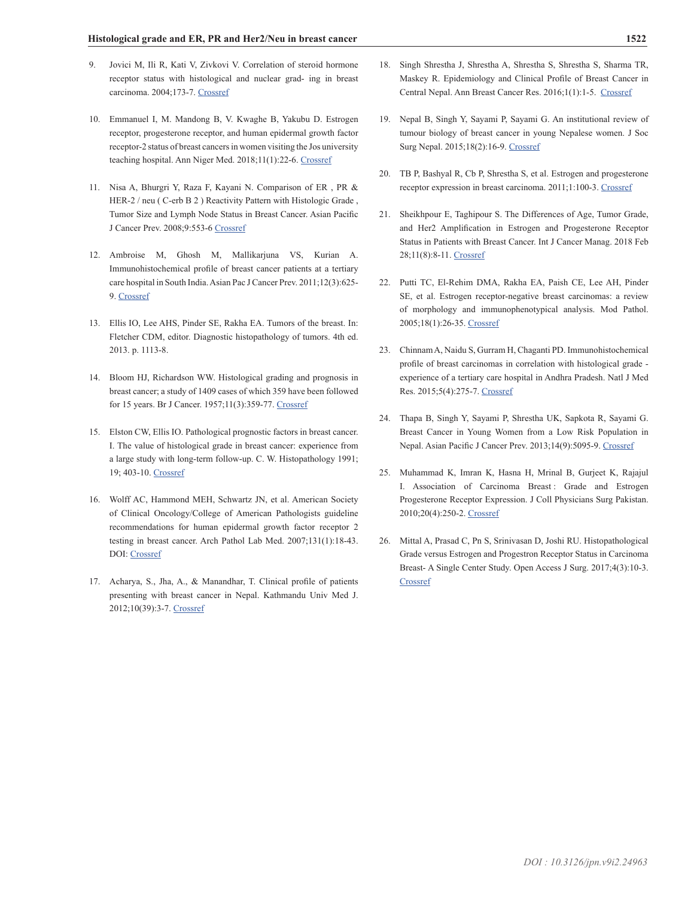9. Jovici M, Ili R, Kati V, Zivkovi V. Correlation of steroid hormone receptor status with histological and nuclear grad- ing in breast carcinoma. 2004;173-7. Crossref

10. Emmanuel I, M. Mandong B, V. Kwaghe B, Yakubu D. Estrogen receptor, progesterone receptor, and human epidermal growth factor receptor-2 status of breast cancers in women visiting the Jos university teaching hospital. Ann Niger Med. 2018;11(1):22-6. Crossref

11. Nisa A, Bhurgri Y, Raza F, Kayani N. Comparison of ER , PR & HER-2 / neu ( C-erb B 2 ) Reactivity Pattern with Histologic Grade , Tumor Size and Lymph Node Status in Breast Cancer. Asian Pacific J Cancer Prev. 2008;9:553-6 Crossref

12. Ambroise M, Ghosh M, Mallikarjuna VS, Kurian A. Immunohistochemical profile of breast cancer patients at a tertiary care hospital in South India. Asian Pac J Cancer Prev. 2011;12(3):625-9. Crossref

13. Ellis IO, Lee AHS, Pinder SE, Rakha EA. Tumors of the breast. In: Fletcher CDM, editor. Diagnostic histopathology of tumors. 4th ed. 2013. p. 1113-8.

14. Bloom HJ, Richardson WW. Histological grading and prognosis in breast cancer; a study of 1409 cases of which 359 have been followed for 15 years. Br J Cancer. 1957;11(3):359-77. Crossref

15. Elston CW, Ellis IO. Pathological prognostic factors in breast cancer. I. The value of histological grade in breast cancer: experience from a large study with long-term follow-up. C. W. Histopathology 1991; 19; 403-10. Crossref

16. Wolff AC, Hammond MEH, Schwartz JN, et al. American Society of Clinical Oncology/College of American Pathologists guideline recommendations for human epidermal growth factor receptor 2 testing in breast cancer. Arch Pathol Lab Med. 2007;131(1):18-43. DOI: Crossref

17. Acharya, S., Jha, A., & Manandhar, T. Clinical profile of patients presenting with breast cancer in Nepal. Kathmandu Univ Med J. 2012;10(39):3-7. Crossref

18. Singh Shrestha J, Shrestha A, Shrestha S, Shrestha S, Sharma TR, Maskey R. Epidemiology and Clinical Profile of Breast Cancer in Central Nepal. Ann Breast Cancer Res. 2016;1(1):1-5. Crossref

19. Nepal B, Singh Y, Sayami P, Sayami G. An institutional review of tumour biology of breast cancer in young Nepalese women. J Soc Surg Nepal. 2015;18(2):16-9. Crossref

20. TB P, Bashyal R, Cb P, Shrestha S, et al. Estrogen and progesterone receptor expression in breast carcinoma. 2011;1:100-3. Crossref

21. Sheikhpour E, Taghipour S. The Differences of Age, Tumor Grade, and Her2 Amplification in Estrogen and Progesterone Receptor Status in Patients with Breast Cancer. Int J Cancer Manag. 2018 Feb 28;11(8):8-11. Crossref

22. Putti TC, El-Rehim DMA, Rakha EA, Paish CE, Lee AH, Pinder SE, et al. Estrogen receptor-negative breast carcinomas: a review of morphology and immunophenotypical analysis. Mod Pathol. 2005;18(1):26-35. Crossref

23. Chinnam A, Naidu S, Gurram H, Chaganti PD. Immunohistochemical profile of breast carcinomas in correlation with histological grade - experience of a tertiary care hospital in Andhra Pradesh. Natl J Med Res. 2015;5(4):275-7. Crossref

24. Thapa B, Singh Y, Sayami P, Shrestha UK, Sapkota R, Sayami G. Breast Cancer in Young Women from a Low Risk Population in Nepal. Asian Pacific J Cancer Prev. 2013;14(9):5095-9. Crossref

25. Muhammad K, Imran K, Hasna H, Mrinal B, Gurjeet K, Rajajul I. Association of Carcinoma Breast : Grade and Estrogen Progesterone Receptor Expression. J Coll Physicians Surg Pakistan. 2010;20(4):250-2. Crossref

26. Mittal A, Prasad C, Pn S, Srinivasan D, Joshi RU. Histopathological Grade versus Estrogen and Progestron Receptor Status in Carcinoma Breast- A Single Center Study. Open Access J Surg. 2017;4(3):10-3. Crossref